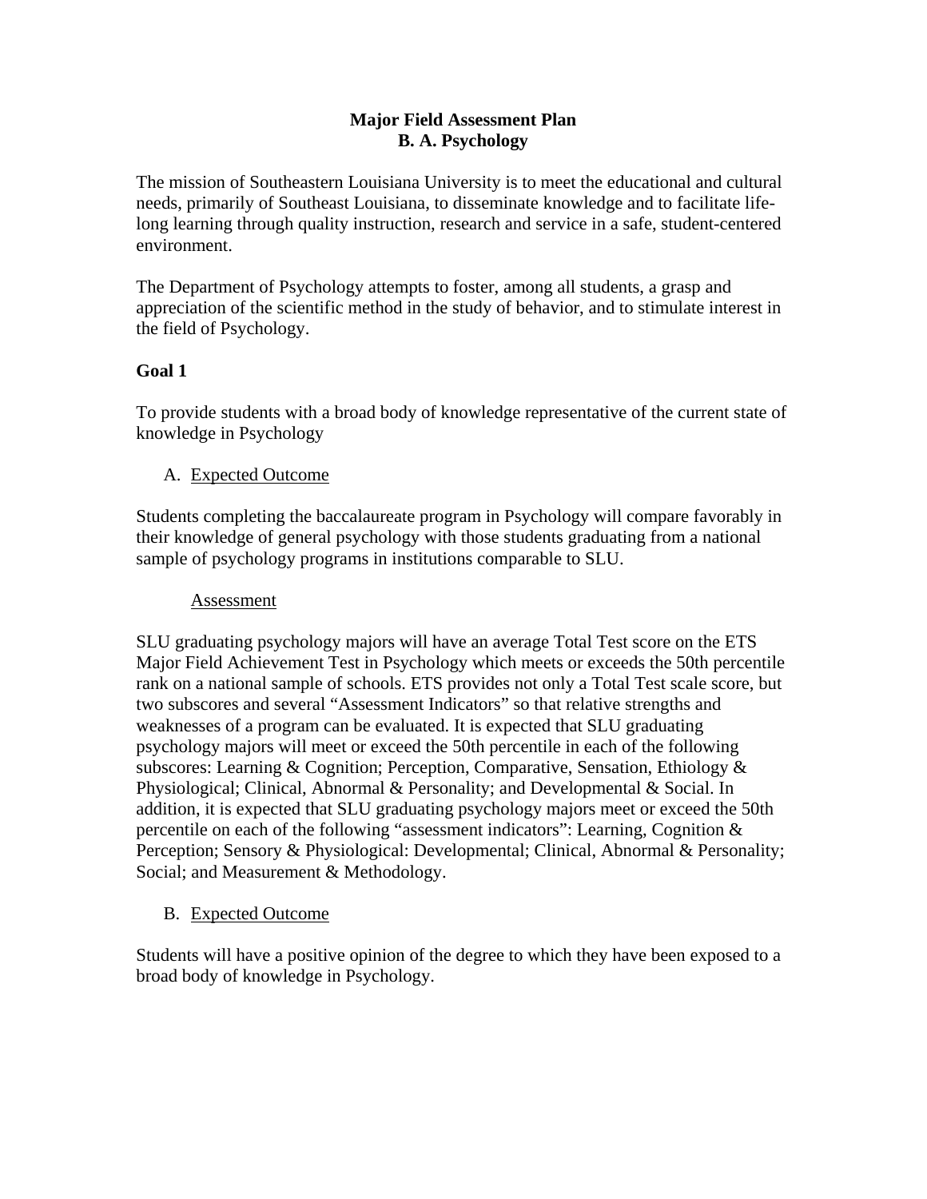# Major Field Assessment Plan
# B. A. Psychology

The mission of Southeastern Louisiana University is to meet the educational and cultural needs, primarily of Southeast Louisiana, to disseminate knowledge and to facilitate life-long learning through quality instruction, research and service in a safe, student-centered environment.

The Department of Psychology attempts to foster, among all students, a grasp and appreciation of the scientific method in the study of behavior, and to stimulate interest in the field of Psychology.

## Goal 1

To provide students with a broad body of knowledge representative of the current state of knowledge in Psychology

A. Expected Outcome

Students completing the baccalaureate program in Psychology will compare favorably in their knowledge of general psychology with those students graduating from a national sample of psychology programs in institutions comparable to SLU.

Assessment

SLU graduating psychology majors will have an average Total Test score on the ETS Major Field Achievement Test in Psychology which meets or exceeds the 50th percentile rank on a national sample of schools. ETS provides not only a Total Test scale score, but two subscores and several "Assessment Indicators" so that relative strengths and weaknesses of a program can be evaluated. It is expected that SLU graduating psychology majors will meet or exceed the 50th percentile in each of the following subscores: Learning & Cognition; Perception, Comparative, Sensation, Ethiology & Physiological; Clinical, Abnormal & Personality; and Developmental & Social. In addition, it is expected that SLU graduating psychology majors meet or exceed the 50th percentile on each of the following "assessment indicators": Learning, Cognition & Perception; Sensory & Physiological: Developmental; Clinical, Abnormal & Personality; Social; and Measurement & Methodology.

B. Expected Outcome

Students will have a positive opinion of the degree to which they have been exposed to a broad body of knowledge in Psychology.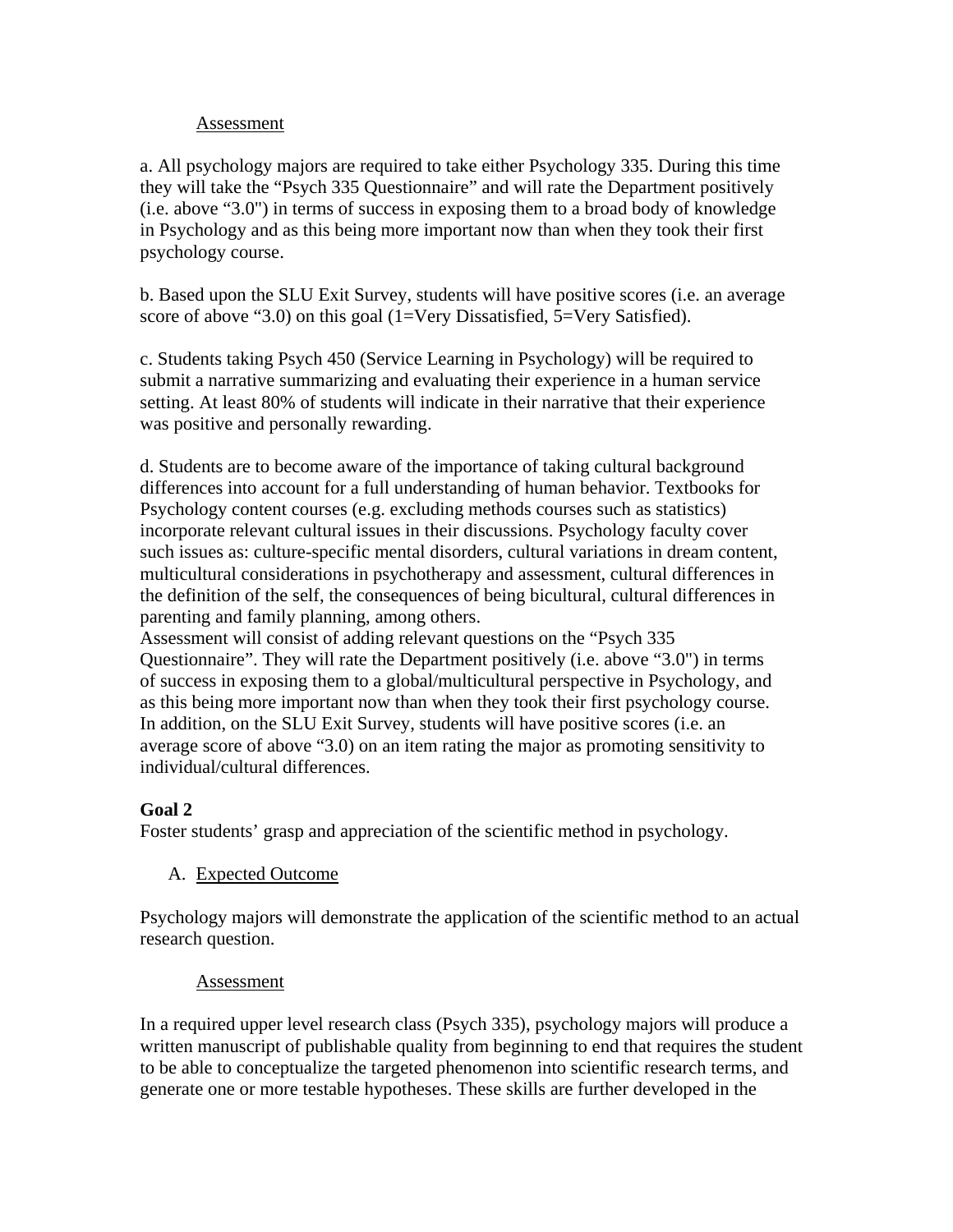Assessment

a. All psychology majors are required to take either Psychology 335. During this time they will take the "Psych 335 Questionnaire" and will rate the Department positively (i.e. above "3.0") in terms of success in exposing them to a broad body of knowledge in Psychology and as this being more important now than when they took their first psychology course.

b. Based upon the SLU Exit Survey, students will have positive scores (i.e. an average score of above "3.0) on this goal (1=Very Dissatisfied, 5=Very Satisfied).

c. Students taking Psych 450 (Service Learning in Psychology) will be required to submit a narrative summarizing and evaluating their experience in a human service setting. At least 80% of students will indicate in their narrative that their experience was positive and personally rewarding.

d. Students are to become aware of the importance of taking cultural background differences into account for a full understanding of human behavior. Textbooks for Psychology content courses (e.g. excluding methods courses such as statistics) incorporate relevant cultural issues in their discussions. Psychology faculty cover such issues as: culture-specific mental disorders, cultural variations in dream content, multicultural considerations in psychotherapy and assessment, cultural differences in the definition of the self, the consequences of being bicultural, cultural differences in parenting and family planning, among others.
Assessment will consist of adding relevant questions on the "Psych 335 Questionnaire". They will rate the Department positively (i.e. above "3.0") in terms of success in exposing them to a global/multicultural perspective in Psychology, and as this being more important now than when they took their first psychology course. In addition, on the SLU Exit Survey, students will have positive scores (i.e. an average score of above "3.0) on an item rating the major as promoting sensitivity to individual/cultural differences.

**Goal 2**
Foster students' grasp and appreciation of the scientific method in psychology.

A. Expected Outcome

Psychology majors will demonstrate the application of the scientific method to an actual research question.

Assessment

In a required upper level research class (Psych 335), psychology majors will produce a written manuscript of publishable quality from beginning to end that requires the student to be able to conceptualize the targeted phenomenon into scientific research terms, and generate one or more testable hypotheses. These skills are further developed in the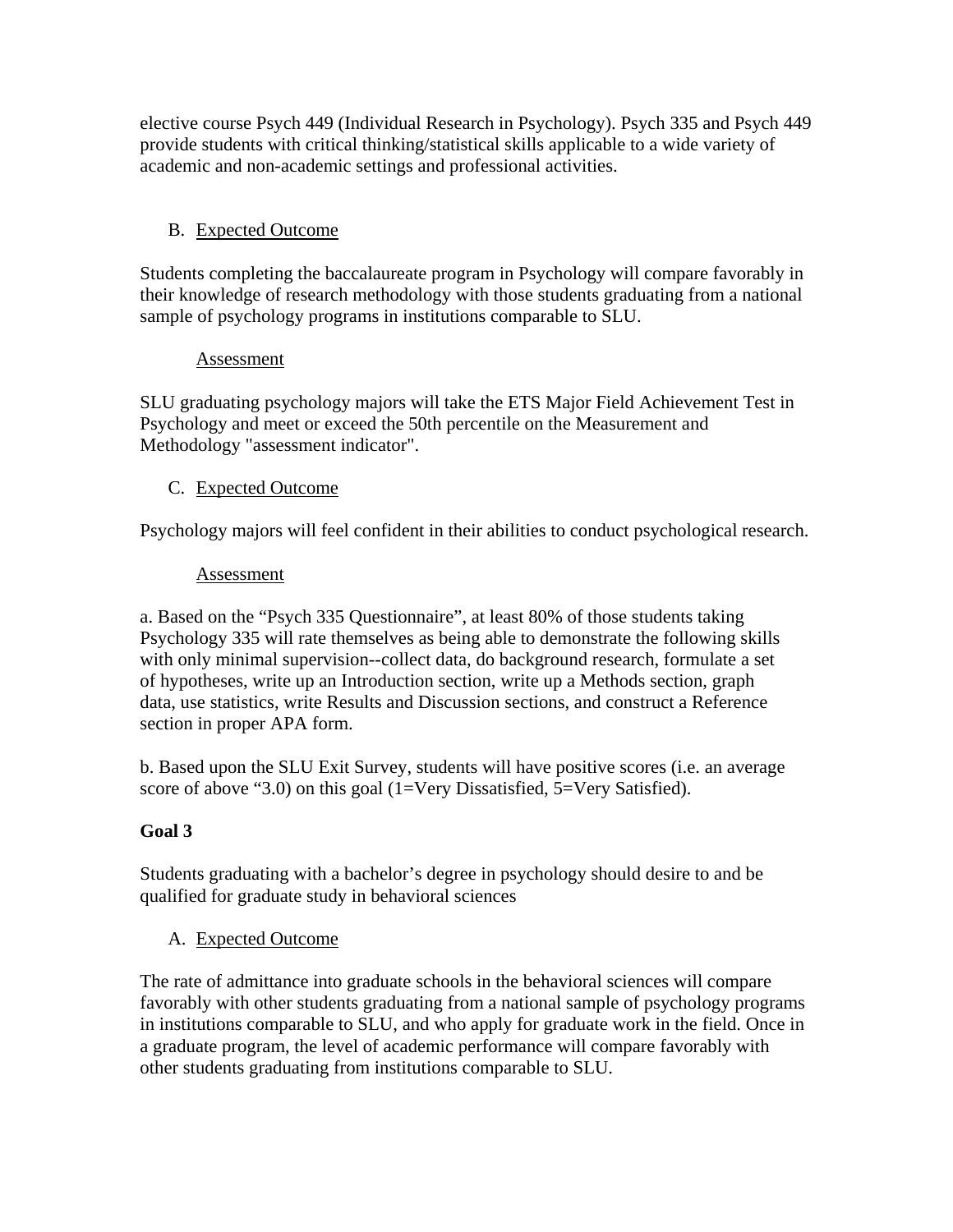elective course Psych 449 (Individual Research in Psychology). Psych 335 and Psych 449 provide students with critical thinking/statistical skills applicable to a wide variety of academic and non-academic settings and professional activities.

B. Expected Outcome

Students completing the baccalaureate program in Psychology will compare favorably in their knowledge of research methodology with those students graduating from a national sample of psychology programs in institutions comparable to SLU.

Assessment

SLU graduating psychology majors will take the ETS Major Field Achievement Test in Psychology and meet or exceed the 50th percentile on the Measurement and Methodology "assessment indicator".

C. Expected Outcome

Psychology majors will feel confident in their abilities to conduct psychological research.

Assessment

a. Based on the "Psych 335 Questionnaire", at least 80% of those students taking Psychology 335 will rate themselves as being able to demonstrate the following skills with only minimal supervision--collect data, do background research, formulate a set of hypotheses, write up an Introduction section, write up a Methods section, graph data, use statistics, write Results and Discussion sections, and construct a Reference section in proper APA form.

b. Based upon the SLU Exit Survey, students will have positive scores (i.e. an average score of above "3.0) on this goal (1=Very Dissatisfied, 5=Very Satisfied).

**Goal 3**

Students graduating with a bachelor's degree in psychology should desire to and be qualified for graduate study in behavioral sciences

A. Expected Outcome

The rate of admittance into graduate schools in the behavioral sciences will compare favorably with other students graduating from a national sample of psychology programs in institutions comparable to SLU, and who apply for graduate work in the field. Once in a graduate program, the level of academic performance will compare favorably with other students graduating from institutions comparable to SLU.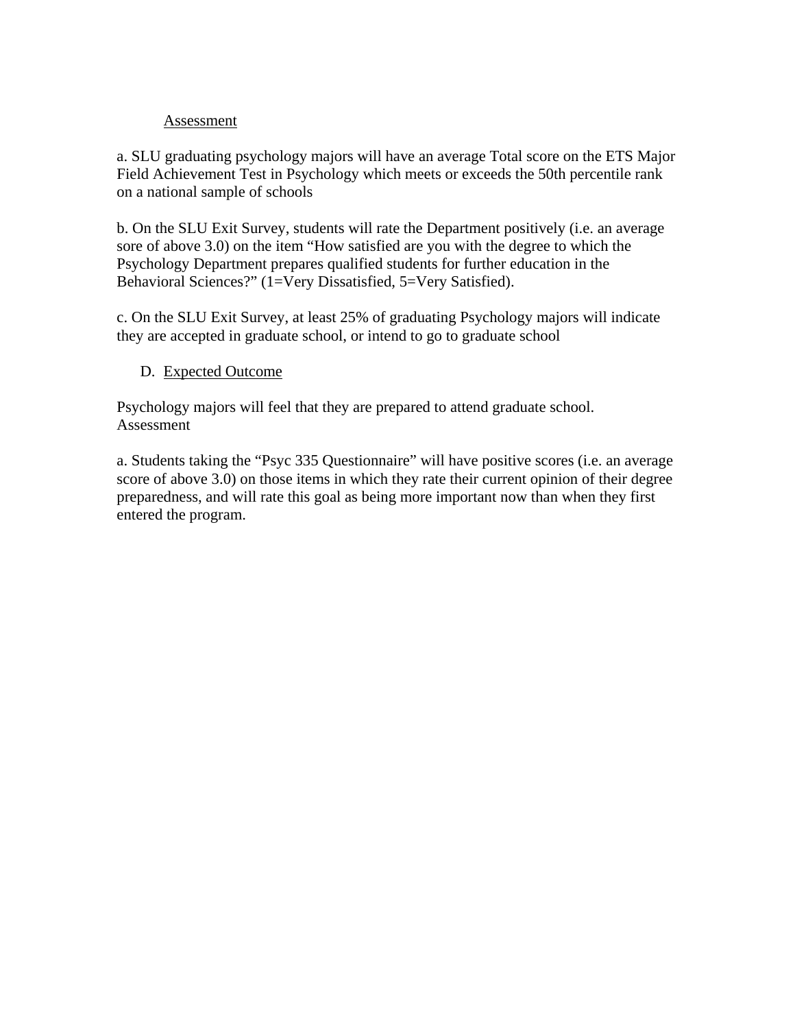Assessment

a. SLU graduating psychology majors will have an average Total score on the ETS Major Field Achievement Test in Psychology which meets or exceeds the 50th percentile rank on a national sample of schools

b. On the SLU Exit Survey, students will rate the Department positively (i.e. an average sore of above 3.0) on the item "How satisfied are you with the degree to which the Psychology Department prepares qualified students for further education in the Behavioral Sciences?" (1=Very Dissatisfied, 5=Very Satisfied).

c. On the SLU Exit Survey, at least 25% of graduating Psychology majors will indicate they are accepted in graduate school, or intend to go to graduate school

D. Expected Outcome

Psychology majors will feel that they are prepared to attend graduate school.
Assessment

a. Students taking the "Psyc 335 Questionnaire" will have positive scores (i.e. an average score of above 3.0) on those items in which they rate their current opinion of their degree preparedness, and will rate this goal as being more important now than when they first entered the program.